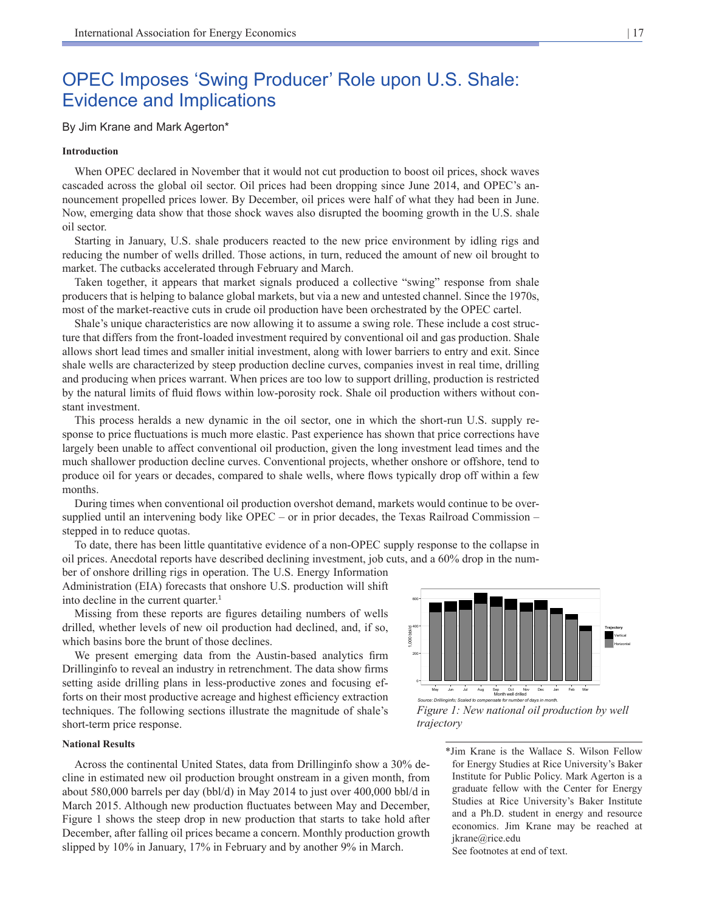# OPEC Imposes 'Swing Producer' Role upon U.S. Shale: Evidence and Implications

By Jim Krane and Mark Agerton*

### Introduction

When OPEC declared in November that it would not cut production to boost oil prices, shock waves cascaded across the global oil sector. Oil prices had been dropping since June 2014, and OPEC's announcement propelled prices lower. By December, oil prices were half of what they had been in June. Now, emerging data show that those shock waves also disrupted the booming growth in the U.S. shale oil sector.

Starting in January, U.S. shale producers reacted to the new price environment by idling rigs and reducing the number of wells drilled. Those actions, in turn, reduced the amount of new oil brought to market. The cutbacks accelerated through February and March.

Taken together, it appears that market signals produced a collective "swing" response from shale producers that is helping to balance global markets, but via a new and untested channel. Since the 1970s, most of the market-reactive cuts in crude oil production have been orchestrated by the OPEC cartel.

Shale's unique characteristics are now allowing it to assume a swing role. These include a cost structure that differs from the front-loaded investment required by conventional oil and gas production. Shale allows short lead times and smaller initial investment, along with lower barriers to entry and exit. Since shale wells are characterized by steep production decline curves, companies invest in real time, drilling and producing when prices warrant. When prices are too low to support drilling, production is restricted by the natural limits of fluid flows within low-porosity rock. Shale oil production withers without constant investment.

This process heralds a new dynamic in the oil sector, one in which the short-run U.S. supply response to price fluctuations is much more elastic. Past experience has shown that price corrections have largely been unable to affect conventional oil production, given the long investment lead times and the much shallower production decline curves. Conventional projects, whether onshore or offshore, tend to produce oil for years or decades, compared to shale wells, where flows typically drop off within a few months.

During times when conventional oil production overshot demand, markets would continue to be oversupplied until an intervening body like OPEC – or in prior decades, the Texas Railroad Commission – stepped in to reduce quotas.

To date, there has been little quantitative evidence of a non-OPEC supply response to the collapse in oil prices. Anecdotal reports have described declining investment, job cuts, and a 60% drop in the number of onshore drilling rigs in operation. The U.S. Energy Information Administration (EIA) forecasts that onshore U.S. production will shift into decline in the current quarter.[1]

Missing from these reports are figures detailing numbers of wells drilled, whether levels of new oil production had declined, and, if so, which basins bore the brunt of those declines.

We present emerging data from the Austin-based analytics firm Drillinginfo to reveal an industry in retrenchment. The data show firms setting aside drilling plans in less-productive zones and focusing efforts on their most productive acreage and highest efficiency extraction techniques. The following sections illustrate the magnitude of shale's short-term price response.

*Source: Drillinginfo; Scaled to compensate for number of days in month.*

*Figure 1: New national oil production by well trajectory*

### National Results

Across the continental United States, data from Drillinginfo show a 30% decline in estimated new oil production brought onstream in a given month, from about 580,000 barrels per day (bbl/d) in May 2014 to just over 400,000 bbl/d in March 2015. Although new production fluctuates between May and December, Figure 1 shows the steep drop in new production that starts to take hold after December, after falling oil prices became a concern. Monthly production growth slipped by 10% in January, 17% in February and by another 9% in March.

*Jim Krane is the Wallace S. Wilson Fellow for Energy Studies at Rice University's Baker Institute for Public Policy. Mark Agerton is a graduate fellow with the Center for Energy Studies at Rice University's Baker Institute and a Ph.D. student in energy and resource economics. Jim Krane may be reached at jkrane@rice.edu

See footnotes at end of text.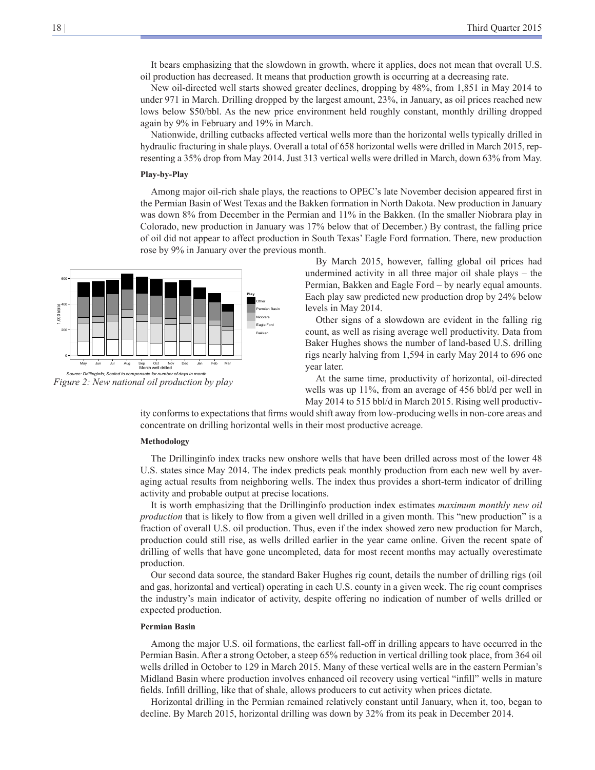It bears emphasizing that the slowdown in growth, where it applies, does not mean that overall U.S. oil production has decreased. It means that production growth is occurring at a decreasing rate.

New oil-directed well starts showed greater declines, dropping by 48%, from 1,851 in May 2014 to under 971 in March. Drilling dropped by the largest amount, 23%, in January, as oil prices reached new lows below $50/bbl. As the new price environment held roughly constant, monthly drilling dropped again by 9% in February and 19% in March.

Nationwide, drilling cutbacks affected vertical wells more than the horizontal wells typically drilled in hydraulic fracturing in shale plays. Overall a total of 658 horizontal wells were drilled in March 2015, representing a 35% drop from May 2014. Just 313 vertical wells were drilled in March, down 63% from May.

**Play-by-Play**

Among major oil-rich shale plays, the reactions to OPEC's late November decision appeared first in the Permian Basin of West Texas and the Bakken formation in North Dakota. New production in January was down 8% from December in the Permian and 11% in the Bakken. (In the smaller Niobrara play in Colorado, new production in January was 17% below that of December.) By contrast, the falling price of oil did not appear to affect production in South Texas' Eagle Ford formation. There, new production rose by 9% in January over the previous month.

Source: Drillinginfo; Scaled to compensate for number of days in month.

*Figure 2: New national oil production by play*

By March 2015, however, falling global oil prices had undermined activity in all three major oil shale plays – the Permian, Bakken and Eagle Ford – by nearly equal amounts. Each play saw predicted new production drop by 24% below levels in May 2014.

Other signs of a slowdown are evident in the falling rig count, as well as rising average well productivity. Data from Baker Hughes shows the number of land-based U.S. drilling rigs nearly halving from 1,594 in early May 2014 to 696 one year later.

At the same time, productivity of horizontal, oil-directed wells was up 11%, from an average of 456 bbl/d per well in May 2014 to 515 bbl/d in March 2015. Rising well productivity conforms to expectations that firms would shift away from low-producing wells in non-core areas and concentrate on drilling horizontal wells in their most productive acreage.

**Methodology**

The Drillinginfo index tracks new onshore wells that have been drilled across most of the lower 48 U.S. states since May 2014. The index predicts peak monthly production from each new well by averaging actual results from neighboring wells. The index thus provides a short-term indicator of drilling activity and probable output at precise locations.

It is worth emphasizing that the Drillinginfo production index estimates *maximum monthly new oil production* that is likely to flow from a given well drilled in a given month. This "new production" is a fraction of overall U.S. oil production. Thus, even if the index showed zero new production for March, production could still rise, as wells drilled earlier in the year came online. Given the recent spate of drilling of wells that have gone uncompleted, data for most recent months may actually overestimate production.

Our second data source, the standard Baker Hughes rig count, details the number of drilling rigs (oil and gas, horizontal and vertical) operating in each U.S. county in a given week. The rig count comprises the industry's main indicator of activity, despite offering no indication of number of wells drilled or expected production.

**Permian Basin**

Among the major U.S. oil formations, the earliest fall-off in drilling appears to have occurred in the Permian Basin. After a strong October, a steep 65% reduction in vertical drilling took place, from 364 oil wells drilled in October to 129 in March 2015. Many of these vertical wells are in the eastern Permian's Midland Basin where production involves enhanced oil recovery using vertical "infill" wells in mature fields. Infill drilling, like that of shale, allows producers to cut activity when prices dictate.

Horizontal drilling in the Permian remained relatively constant until January, when it, too, began to decline. By March 2015, horizontal drilling was down by 32% from its peak in December 2014.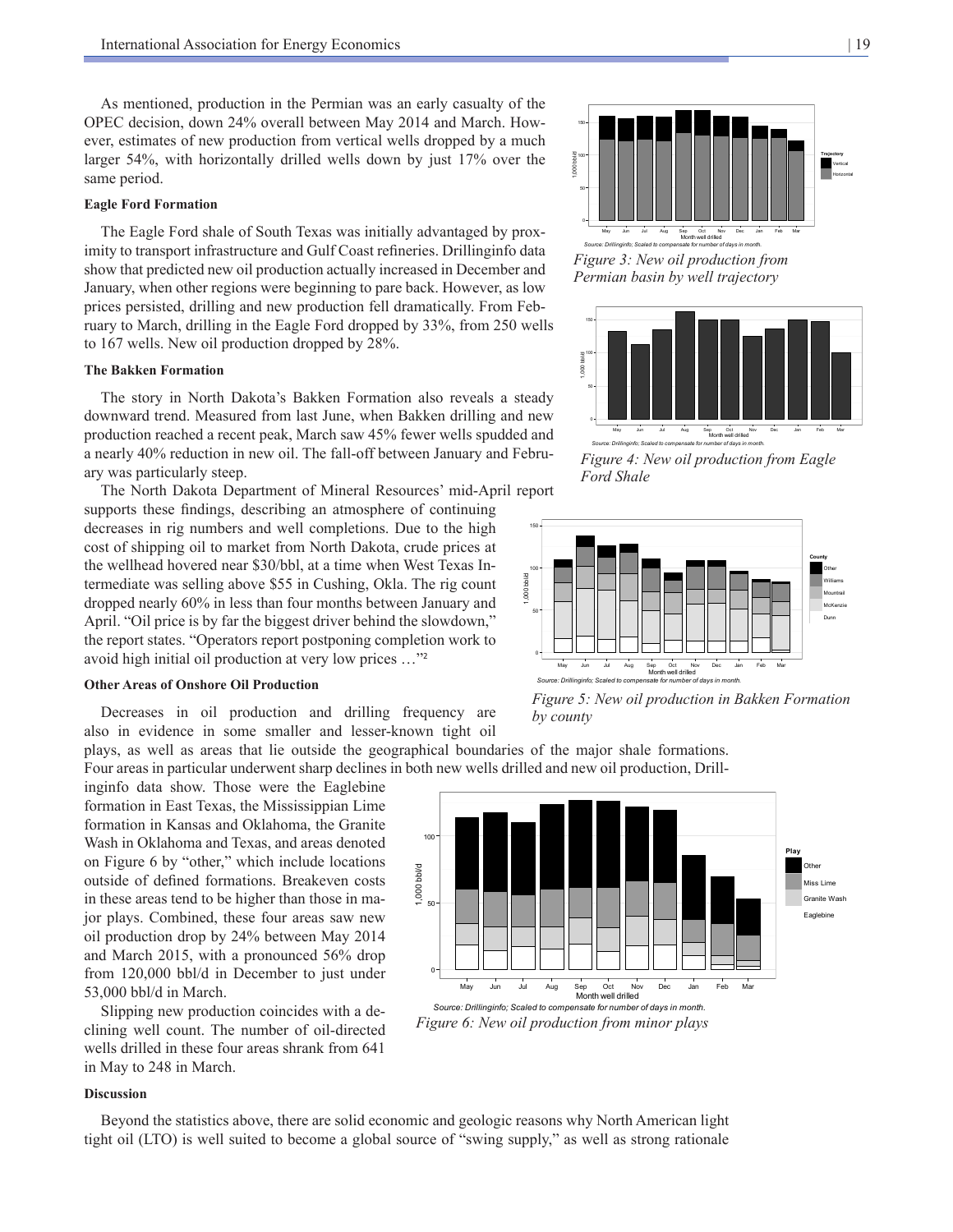As mentioned, production in the Permian was an early casualty of the OPEC decision, down 24% overall between May 2014 and March. However, estimates of new production from vertical wells dropped by a much larger 54%, with horizontally drilled wells down by just 17% over the same period.

**Eagle Ford Formation**

The Eagle Ford shale of South Texas was initially advantaged by proximity to transport infrastructure and Gulf Coast refineries. Drillinginfo data show that predicted new oil production actually increased in December and January, when other regions were beginning to pare back. However, as low prices persisted, drilling and new production fell dramatically. From February to March, drilling in the Eagle Ford dropped by 33%, from 250 wells to 167 wells. New oil production dropped by 28%.

**The Bakken Formation**

The story in North Dakota's Bakken Formation also reveals a steady downward trend. Measured from last June, when Bakken drilling and new production reached a recent peak, March saw 45% fewer wells spudded and a nearly 40% reduction in new oil. The fall-off between January and February was particularly steep.

The North Dakota Department of Mineral Resources' mid-April report supports these findings, describing an atmosphere of continuing decreases in rig numbers and well completions. Due to the high cost of shipping oil to market from North Dakota, crude prices at the wellhead hovered near $30/bbl, at a time when West Texas Intermediate was selling above $55 in Cushing, Okla. The rig count dropped nearly 60% in less than four months between January and April. "Oil price is by far the biggest driver behind the slowdown," the report states. "Operators report postponing completion work to avoid high initial oil production at very low prices …"[2]

**Other Areas of Onshore Oil Production**

Decreases in oil production and drilling frequency are also in evidence in some smaller and lesser-known tight oil plays, as well as areas that lie outside the geographical boundaries of the major shale formations. Four areas in particular underwent sharp declines in both new wells drilled and new oil production, Drillinginfo data show. Those were the Eaglebine formation in East Texas, the Mississippian Lime formation in Kansas and Oklahoma, the Granite Wash in Oklahoma and Texas, and areas denoted on Figure 6 by "other," which include locations outside of defined formations. Breakeven costs in these areas tend to be higher than those in major plays. Combined, these four areas saw new oil production drop by 24% between May 2014 and March 2015, with a pronounced 56% drop from 120,000 bbl/d in December to just under 53,000 bbl/d in March.

Slipping new production coincides with a declining well count. The number of oil-directed wells drilled in these four areas shrank from 641 in May to 248 in March.

Source: Drillinginfo; Scaled to compensate for number of days in month.

*Figure 3: New oil production from Permian basin by well trajectory*

Source: Drillinginfo; Scaled to compensate for number of days in month.

*Figure 4: New oil production from Eagle Ford Shale*

Source: Drillinginfo; Scaled to compensate for number of days in month.

*Figure 5: New oil production in Bakken Formation by county*

Source: Drillinginfo; Scaled to compensate for number of days in month.

*Figure 6: New oil production from minor plays*

**Discussion**

Beyond the statistics above, there are solid economic and geologic reasons why North American light tight oil (LTO) is well suited to become a global source of "swing supply," as well as strong rationale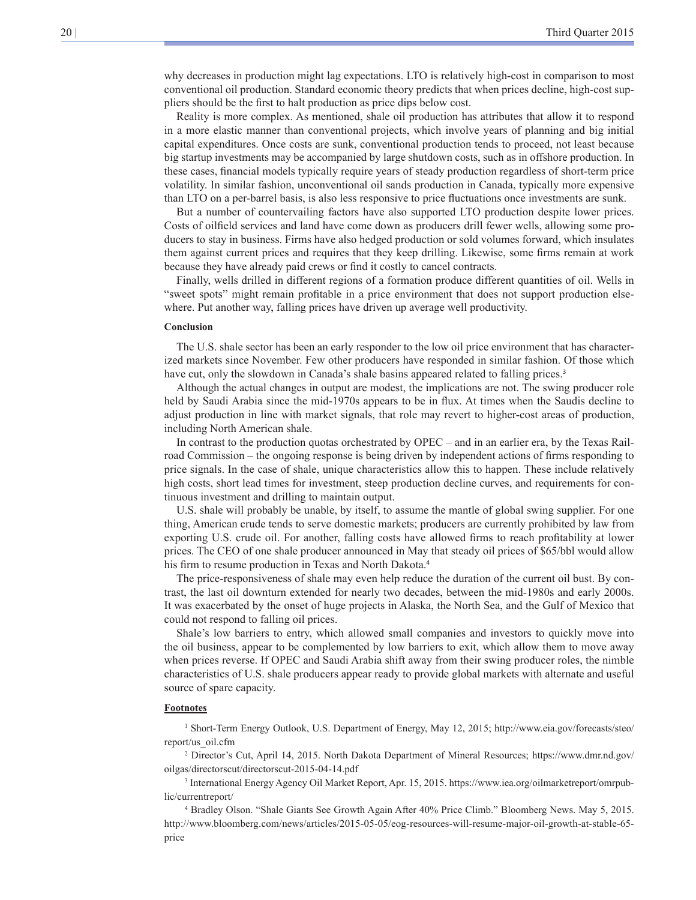why decreases in production might lag expectations. LTO is relatively high-cost in comparison to most conventional oil production. Standard economic theory predicts that when prices decline, high-cost suppliers should be the first to halt production as price dips below cost.

Reality is more complex. As mentioned, shale oil production has attributes that allow it to respond in a more elastic manner than conventional projects, which involve years of planning and big initial capital expenditures. Once costs are sunk, conventional production tends to proceed, not least because big startup investments may be accompanied by large shutdown costs, such as in offshore production. In these cases, financial models typically require years of steady production regardless of short-term price volatility. In similar fashion, unconventional oil sands production in Canada, typically more expensive than LTO on a per-barrel basis, is also less responsive to price fluctuations once investments are sunk.

But a number of countervailing factors have also supported LTO production despite lower prices. Costs of oilfield services and land have come down as producers drill fewer wells, allowing some producers to stay in business. Firms have also hedged production or sold volumes forward, which insulates them against current prices and requires that they keep drilling. Likewise, some firms remain at work because they have already paid crews or find it costly to cancel contracts.

Finally, wells drilled in different regions of a formation produce different quantities of oil. Wells in "sweet spots" might remain profitable in a price environment that does not support production elsewhere. Put another way, falling prices have driven up average well productivity.

#### Conclusion

The U.S. shale sector has been an early responder to the low oil price environment that has characterized markets since November. Few other producers have responded in similar fashion. Of those which have cut, only the slowdown in Canada's shale basins appeared related to falling prices.[3]

Although the actual changes in output are modest, the implications are not. The swing producer role held by Saudi Arabia since the mid-1970s appears to be in flux. At times when the Saudis decline to adjust production in line with market signals, that role may revert to higher-cost areas of production, including North American shale.

In contrast to the production quotas orchestrated by OPEC – and in an earlier era, by the Texas Railroad Commission – the ongoing response is being driven by independent actions of firms responding to price signals. In the case of shale, unique characteristics allow this to happen. These include relatively high costs, short lead times for investment, steep production decline curves, and requirements for continuous investment and drilling to maintain output.

U.S. shale will probably be unable, by itself, to assume the mantle of global swing supplier. For one thing, American crude tends to serve domestic markets; producers are currently prohibited by law from exporting U.S. crude oil. For another, falling costs have allowed firms to reach profitability at lower prices. The CEO of one shale producer announced in May that steady oil prices of \$65/bbl would allow his firm to resume production in Texas and North Dakota.[4]

The price-responsiveness of shale may even help reduce the duration of the current oil bust. By contrast, the last oil downturn extended for nearly two decades, between the mid-1980s and early 2000s. It was exacerbated by the onset of huge projects in Alaska, the North Sea, and the Gulf of Mexico that could not respond to falling oil prices.

Shale's low barriers to entry, which allowed small companies and investors to quickly move into the oil business, appear to be complemented by low barriers to exit, which allow them to move away when prices reverse. If OPEC and Saudi Arabia shift away from their swing producer roles, the nimble characteristics of U.S. shale producers appear ready to provide global markets with alternate and useful source of spare capacity.

#### Footnotes

[1] Short-Term Energy Outlook, U.S. Department of Energy, May 12, 2015; http://www.eia.gov/forecasts/steo/report/us_oil.cfm

[2] Director's Cut, April 14, 2015. North Dakota Department of Mineral Resources; https://www.dmr.nd.gov/oilgas/directorscut/directorscut-2015-04-14.pdf

[3] International Energy Agency Oil Market Report, Apr. 15, 2015. https://www.iea.org/oilmarketreport/omrpublic/currentreport/

[4] Bradley Olson. "Shale Giants See Growth Again After 40% Price Climb." Bloomberg News. May 5, 2015. http://www.bloomberg.com/news/articles/2015-05-05/eog-resources-will-resume-major-oil-growth-at-stable-65-price